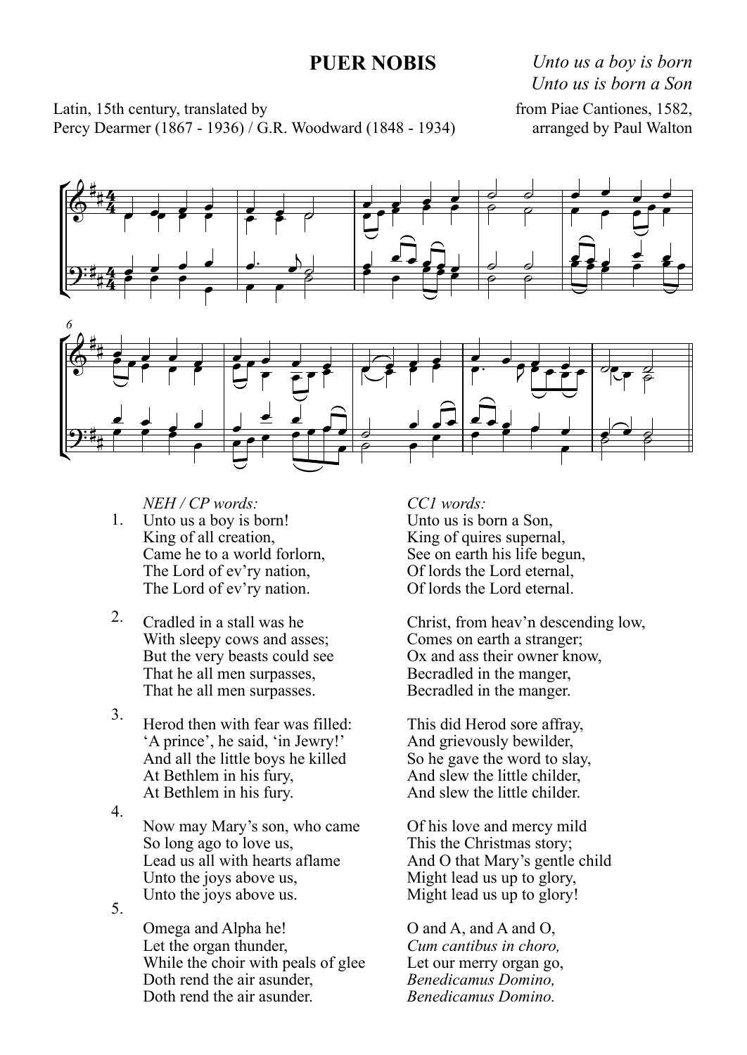# PUER NOBIS

*Unto us a boy is born*
*Unto us is born a Son*

Latin, 15th century, translated by
Percy Dearmer (1867 - 1936) / G.R. Woodward (1848 - 1934)

from Piae Cantiones, 1582,
arranged by Paul Walton

*NEH / CP words:*

1. Unto us a boy is born!
   King of all creation,
   Came he to a world forlorn,
   The Lord of ev'ry nation,
   The Lord of ev'ry nation.

2. Cradled in a stall was he
   With sleepy cows and asses;
   But the very beasts could see
   That he all men surpasses,
   That he all men surpasses.

3. Herod then with fear was filled:
   'A prince', he said, 'in Jewry!'
   And all the little boys he killed
   At Bethlem in his fury,
   At Bethlem in his fury.

4. Now may Mary's son, who came
   So long ago to love us,
   Lead us all with hearts aflame
   Unto the joys above us,
   Unto the joys above us.

5. Omega and Alpha he!
   Let the organ thunder,
   While the choir with peals of glee
   Doth rend the air asunder,
   Doth rend the air asunder.

*CC1 words:*

Unto us is born a Son,
King of quires supernal,
See on earth his life begun,
Of lords the Lord eternal,
Of lords the Lord eternal.

Christ, from heav'n descending low,
Comes on earth a stranger;
Ox and ass their owner know,
Becradled in the manger,
Becradled in the manger.

This did Herod sore affray,
And grievously bewilder,
So he gave the word to slay,
And slew the little childer,
And slew the little childer.

Of his love and mercy mild
This the Christmas story;
And O that Mary's gentle child
Might lead us up to glory,
Might lead us up to glory!

O and A, and A and O,
*Cum cantibus in choro,*
Let our merry organ go,
*Benedicamus Domino,*
*Benedicamus Domino.*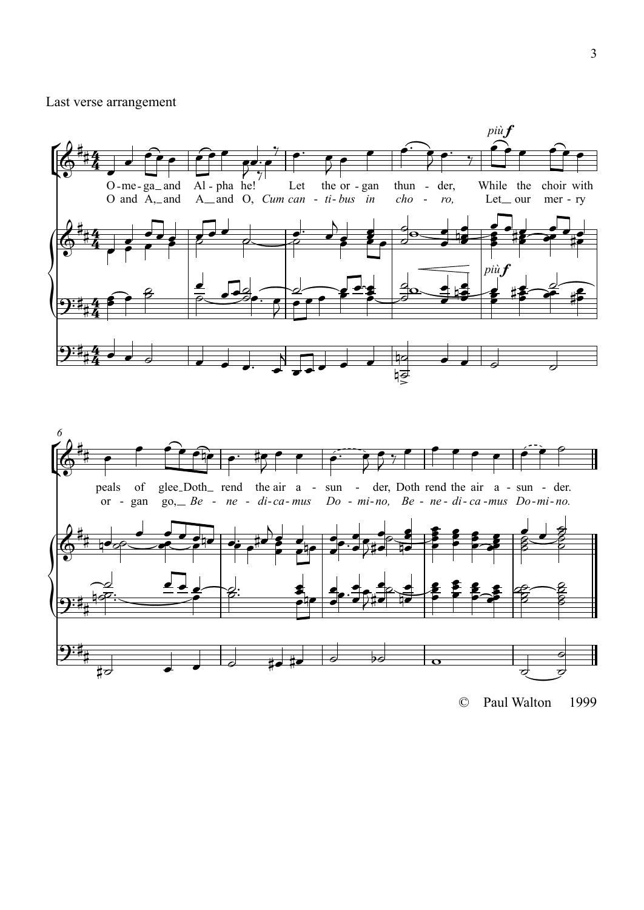Last verse arrangement

© Paul Walton 1999